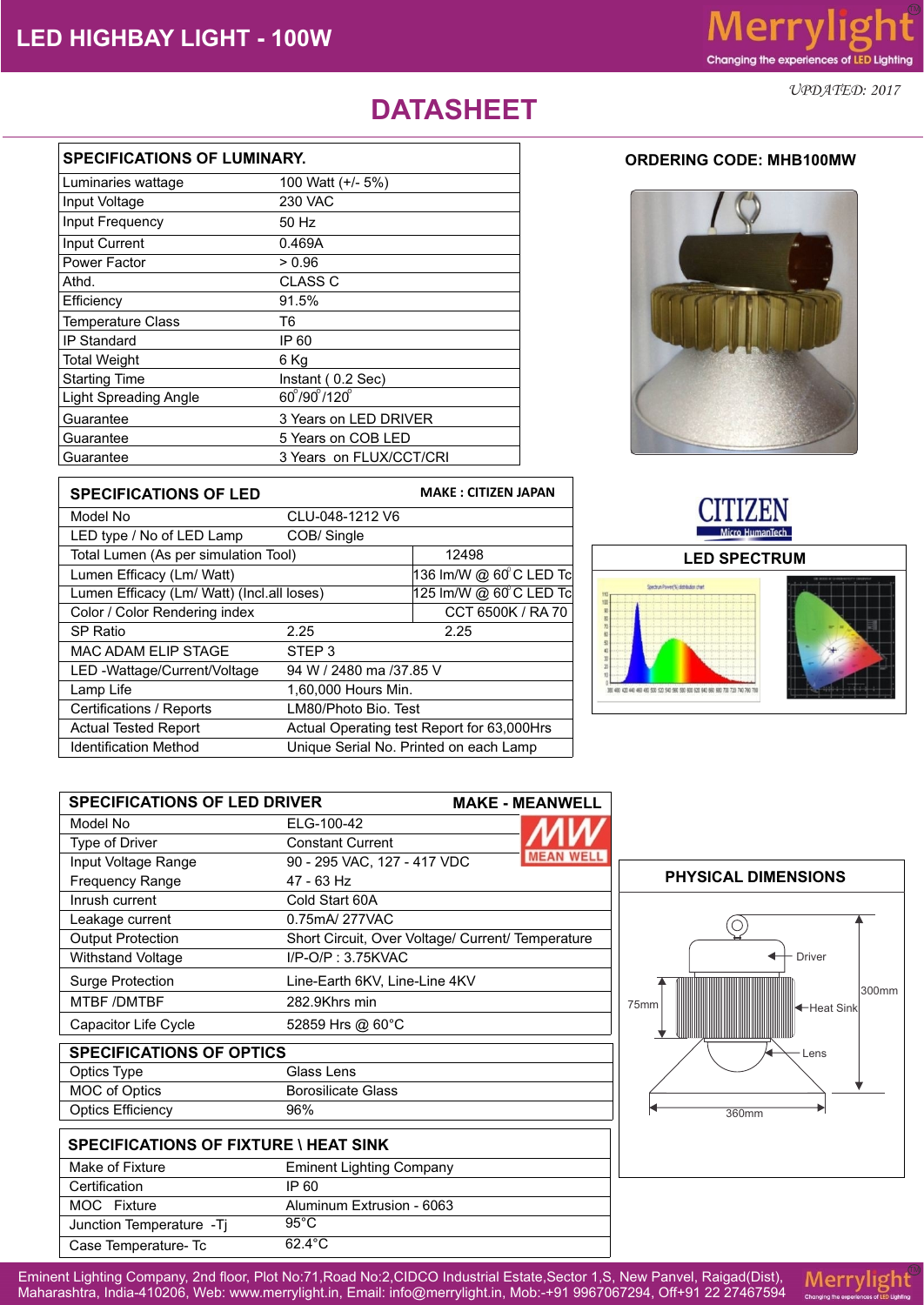# LED HIGHBAY LIGHT - 100W

Merrylight
Changing the experiences of LED Lighting

*UPDATED: 2017*

## DATASHEET

**ORDERING CODE: MHB100MW**

| SPECIFICATIONS OF LUMINARY. | |
|---|---|
| Luminaries wattage | 100 Watt (+/- 5%) |
| Input Voltage | 230 VAC |
| Input Frequency | 50 Hz |
| Input Current | 0.469A |
| Power Factor | > 0.96 |
| Athd. | CLASS C |
| Efficiency | 91.5% |
| Temperature Class | T6 |
| IP Standard | IP 60 |
| Total Weight | 6 Kg |
| Starting Time | Instant ( 0.2 Sec) |
| Light Spreading Angle | 60°/90°/120° |
| Guarantee | 3 Years on LED DRIVER |
| Guarantee | 5 Years on COB LED |
| Guarantee | 3 Years on FLUX/CCT/CRI |

| SPECIFICATIONS OF LED | MAKE : CITIZEN JAPAN | |
|---|---|---|
| Model No | CLU-048-1212 V6 | |
| LED type / No of LED Lamp | COB/ Single | |
| Total Lumen (As per simulation Tool) | | 12498 |
| Lumen Efficacy (Lm/ Watt) | | 136 lm/W @ 60°C LED Tc |
| Lumen Efficacy (Lm/ Watt) (Incl.all loses) | | 125 lm/W @ 60°C LED Tc |
| Color / Color Rendering index | | CCT 6500K / RA 70 |
| SP Ratio | 2.25 | 2.25 |
| MAC ADAM ELIP STAGE | STEP 3 | |
| LED -Wattage/Current/Voltage | 94 W / 2480 ma /37.85 V | |
| Lamp Life | 1,60,000 Hours Min. | |
| Certifications / Reports | LM80/Photo Bio. Test | |
| Actual Tested Report | Actual Operating test Report for 63,000Hrs | |
| Identification Method | Unique Serial No. Printed on each Lamp | |

CITIZEN Micro HumanTech

**LED SPECTRUM**

| SPECIFICATIONS OF LED DRIVER | MAKE - MEANWELL |
|---|---|
| Model No | ELG-100-42 |
| Type of Driver | Constant Current |
| Input Voltage Range | 90 - 295 VAC, 127 - 417 VDC |
| Frequency Range | 47 - 63 Hz |
| Inrush current | Cold Start 60A |
| Leakage current | 0.75mA/ 277VAC |
| Output Protection | Short Circuit, Over Voltage/ Current/ Temperature |
| Withstand Voltage | I/P-O/P : 3.75KVAC |
| Surge Protection | Line-Earth 6KV, Line-Line 4KV |
| MTBF /DMTBF | 282.9Khrs min |
| Capacitor Life Cycle | 52859 Hrs @ 60°C |

| SPECIFICATIONS OF OPTICS | |
|---|---|
| Optics Type | Glass Lens |
| MOC of Optics | Borosilicate Glass |
| Optics Efficiency | 96% |

| SPECIFICATIONS OF FIXTURE \ HEAT SINK | |
|---|---|
| Make of Fixture | Eminent Lighting Company |
| Certification | IP 60 |
| MOC Fixture | Aluminum Extrusion - 6063 |
| Junction Temperature -Tj | 95°C |
| Case Temperature- Tc | 62.4°C |

**PHYSICAL DIMENSIONS**

Driver, Heat Sink, Lens, 75mm, 300mm, 360mm

Eminent Lighting Company, 2nd floor, Plot No:71,Road No:2,CIDCO Industrial Estate,Sector 1,S, New Panvel, Raigad(Dist), Maharashtra, India-410206, Web: www.merrylight.in, Email: info@merrylight.in, Mob:-+91 9967067294, Off+91 22 27467594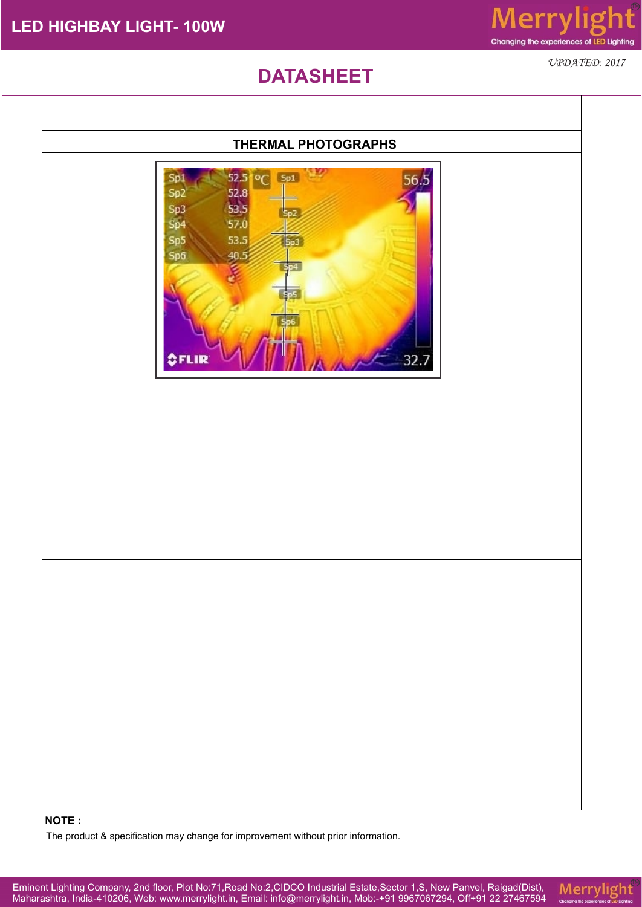## DATASHEET

*UPDATED: 2017*

### THERMAL PHOTOGRAPHS

Sp1 52.5 °C
Sp2 52.8
Sp3 53.5
Sp4 57.0
Sp5 53.5
Sp6 40.5

56.5

32.7

FLIR

**NOTE :**

The product & specification may change for improvement without prior information.